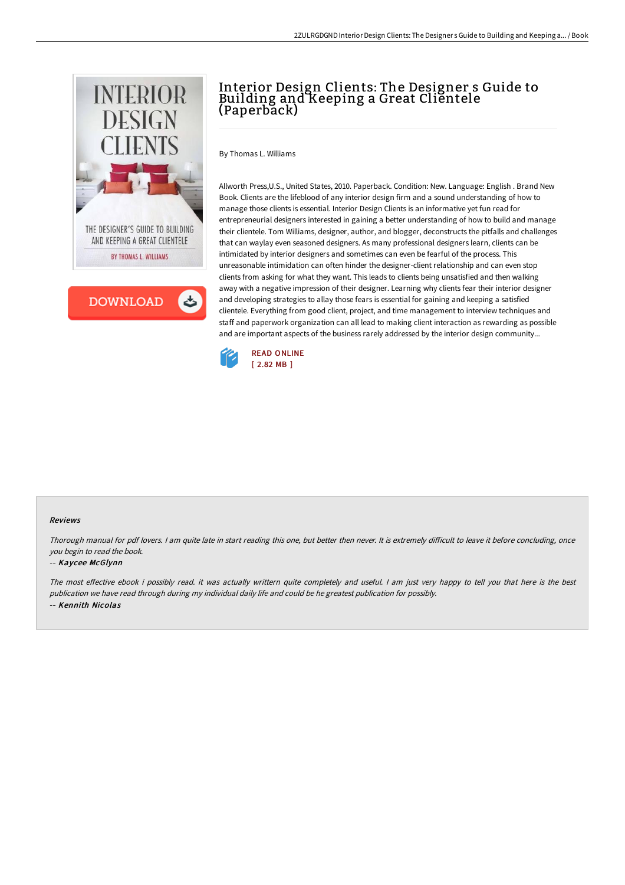# Interior Design Clients: The Designer s Guide to Building and Keeping a Great Clientele (Paperback)

By Thomas L. Williams

Allworth Press,U.S., United States, 2010. Paperback. Condition: New. Language: English . Brand New Book. Clients are the lifeblood of any interior design firm and a sound understanding of how to manage those clients is essential. Interior Design Clients is an informative yet fun read for entrepreneurial designers interested in gaining a better understanding of how to build and manage their clientele. Tom Williams, designer, author, and blogger, deconstructs the pitfalls and challenges that can waylay even seasoned designers. As many professional designers learn, clients can be intimidated by interior designers and sometimes can even be fearful of the process. This unreasonable intimidation can often hinder the designer-client relationship and can even stop clients from asking for what they want. This leads to clients being unsatisfied and then walking away with a negative impression of their designer. Learning why clients fear their interior designer and developing strategies to allay those fears is essential for gaining and keeping a satisfied clientele. Everything from good client, project, and time management to interview techniques and staff and paperwork organization can all lead to making client interaction as rewarding as possible and are important aspects of the business rarely addressed by the interior design community...

READ ONLINE
[ 2.82 MB ]

### Reviews

*Thorough manual for pdf lovers. I am quite late in start reading this one, but better then never. It is extremely difficult to leave it before concluding, once you begin to read the book.*

-- ***Kaycee McGlynn***

*The most effective ebook i possibly read. it was actually writtern quite completely and useful. I am just very happy to tell you that here is the best publication we have read through during my individual daily life and could be he greatest publication for possibly.*

-- ***Kennith Nicolas***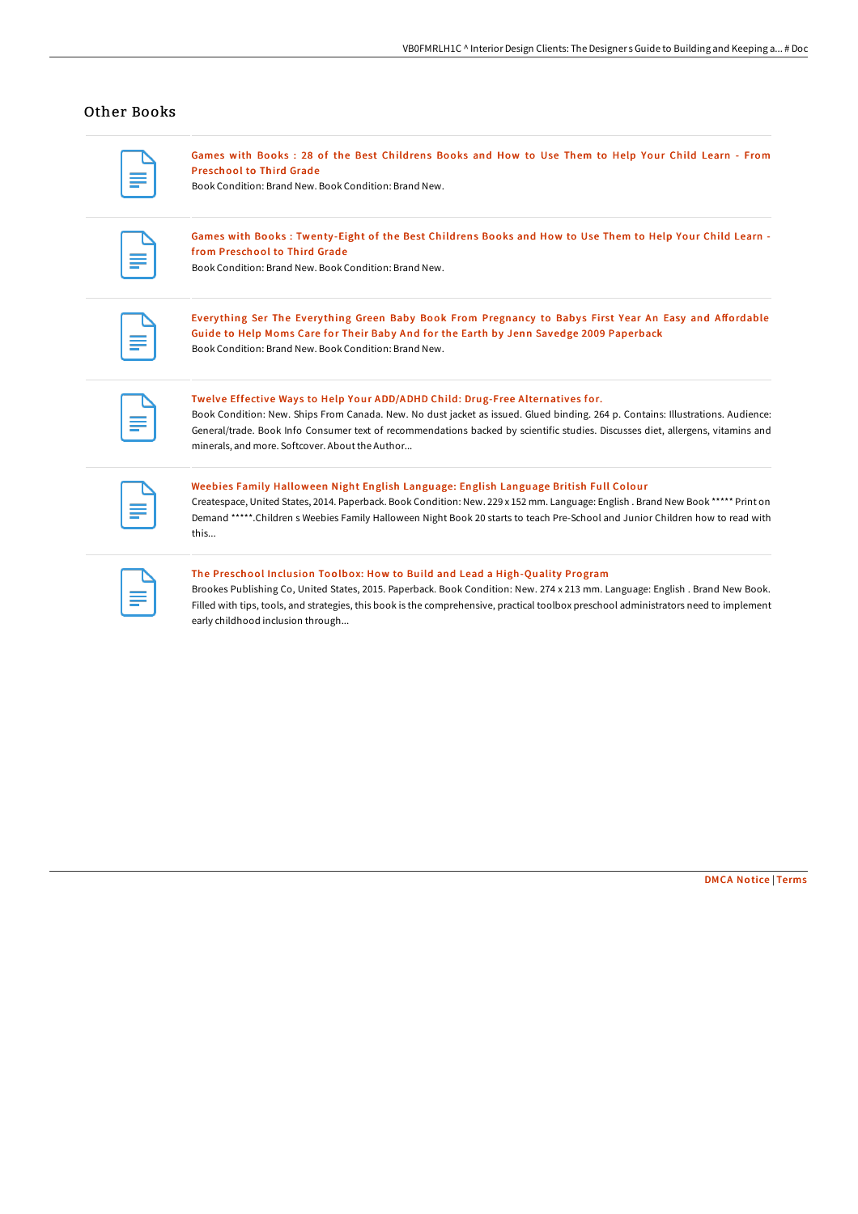## Other Books

**Games with Books : 28 of the Best Childrens Books and How to Use Them to Help Your Child Learn - From Preschool to Third Grade**

Book Condition: Brand New. Book Condition: Brand New.

**Games with Books : Twenty-Eight of the Best Childrens Books and How to Use Them to Help Your Child Learn - from Preschool to Third Grade**

Book Condition: Brand New. Book Condition: Brand New.

**Everything Ser The Everything Green Baby Book From Pregnancy to Babys First Year An Easy and Affordable Guide to Help Moms Care for Their Baby And for the Earth by Jenn Savedge 2009 Paperback**

Book Condition: Brand New. Book Condition: Brand New.

**Twelve Effective Ways to Help Your ADD/ADHD Child: Drug-Free Alternatives for.**

Book Condition: New. Ships From Canada. New. No dust jacket as issued. Glued binding. 264 p. Contains: Illustrations. Audience: General/trade. Book Info Consumer text of recommendations backed by scientific studies. Discusses diet, allergens, vitamins and minerals, and more. Softcover. About the Author...

**Weebies Family Halloween Night English Language: English Language British Full Colour**

Createspace, United States, 2014. Paperback. Book Condition: New. 229 x 152 mm. Language: English . Brand New Book ***** Print on Demand *****.Children s Weebies Family Halloween Night Book 20 starts to teach Pre-School and Junior Children how to read with this...

**The Preschool Inclusion Toolbox: How to Build and Lead a High-Quality Program**

Brookes Publishing Co, United States, 2015. Paperback. Book Condition: New. 274 x 213 mm. Language: English . Brand New Book. Filled with tips, tools, and strategies, this book is the comprehensive, practical toolbox preschool administrators need to implement early childhood inclusion through...

DMCA Notice | Terms